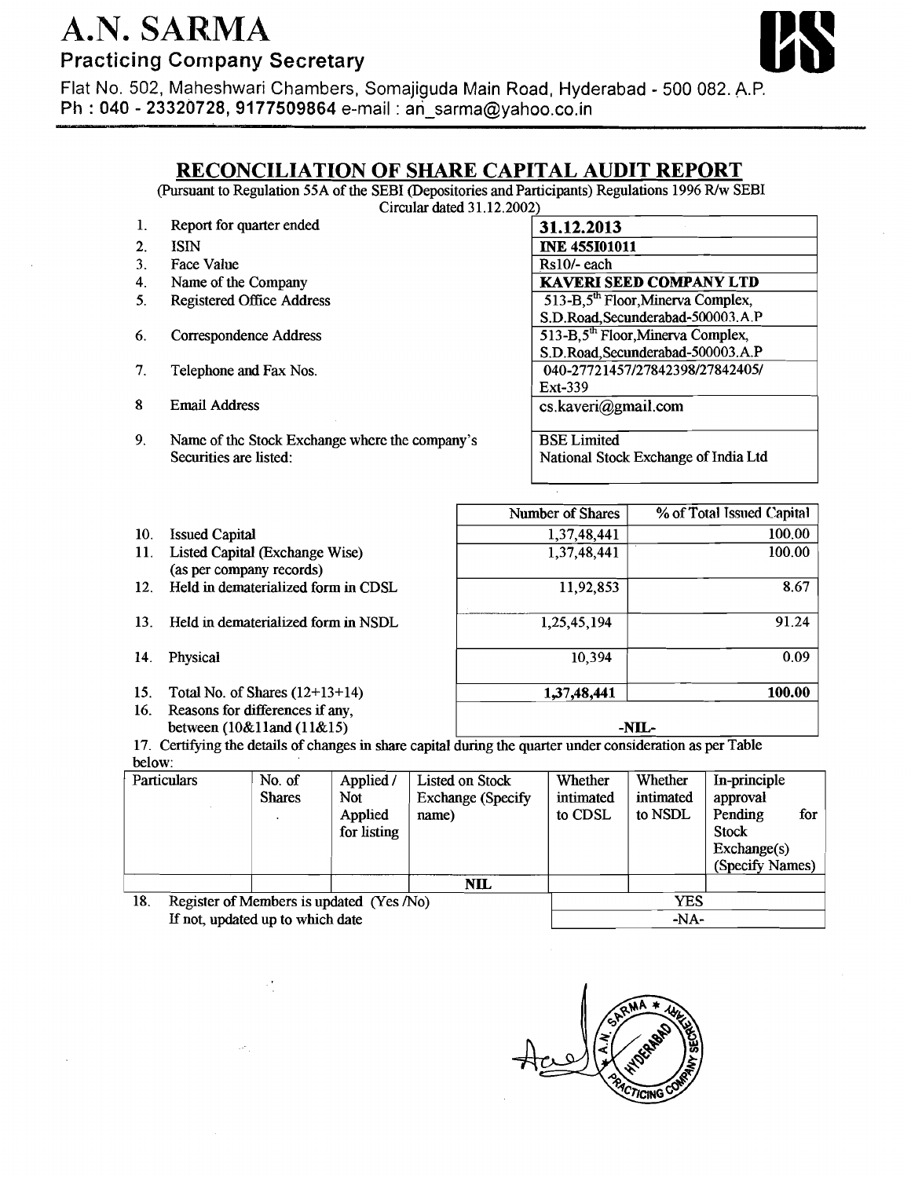# A.N. SARMA

**Practicing Company Secretary**

Flat No. 502, Maheshwari Chambers, Somajiguda Main Road, Hyderabad - 500 082. A.P.
Ph : 040 - 23320728, 9177509864 e-mail : an_sarma@yahoo.co.in

## RECONCILIATION OF SHARE CAPITAL AUDIT REPORT

(Pursuant to Regulation 55A of the SEBI (Depositories and Participants) Regulations 1996 R/w SEBI Circular dated 31.12.2002)

| | | |
|---|---|---|
| 1. | Report for quarter ended | **31.12.2013** |
| 2. | ISIN | **INE 455I01011** |
| 3. | Face Value | Rs10/- each |
| 4. | Name of the Company | **KAVERI SEED COMPANY LTD** |
| 5. | Registered Office Address | 513-B,5th Floor,Minerva Complex, S.D.Road,Secunderabad-500003.A.P |
| 6. | Correspondence Address | 513-B,5th Floor,Minerva Complex, S.D.Road,Secunderabad-500003.A.P |
| 7. | Telephone and Fax Nos. | 040-27721457/27842398/27842405/ Ext-339 |
| 8 | Email Address | cs.kaveri@gmail.com |
| 9. | Name of the Stock Exchange where the company's Securities are listed: | BSE Limited<br>National Stock Exchange of India Ltd |

| | | Number of Shares | % of Total Issued Capital |
|---|---|---|---|
| 10. | Issued Capital | 1,37,48,441 | 100.00 |
| 11. | Listed Capital (Exchange Wise) (as per company records) | 1,37,48,441 | 100.00 |
| 12. | Held in dematerialized form in CDSL | 11,92,853 | 8.67 |
| 13. | Held in dematerialized form in NSDL | 1,25,45,194 | 91.24 |
| 14. | Physical | 10,394 | 0.09 |
| 15. | Total No. of Shares (12+13+14) | **1,37,48,441** | **100.00** |
| 16. | Reasons for differences if any, between (10&11and (11&15) | **-NIL-** | |

17. Certifying the details of changes in share capital during the quarter under consideration as per Table below:

| Particulars | No. of Shares | Applied / Not Applied for listing | Listed on Stock Exchange (Specify name) | Whether intimated to CDSL | Whether intimated to NSDL | In-principle approval Pending for Stock Exchange(s) (Specify Names) |
|---|---|---|---|---|---|---|
| | | | **NIL** | | | |

| | | |
|---|---|---|
| 18. | Register of Members is updated (Yes /No) | YES |
| | If not, updated up to which date | -NA- |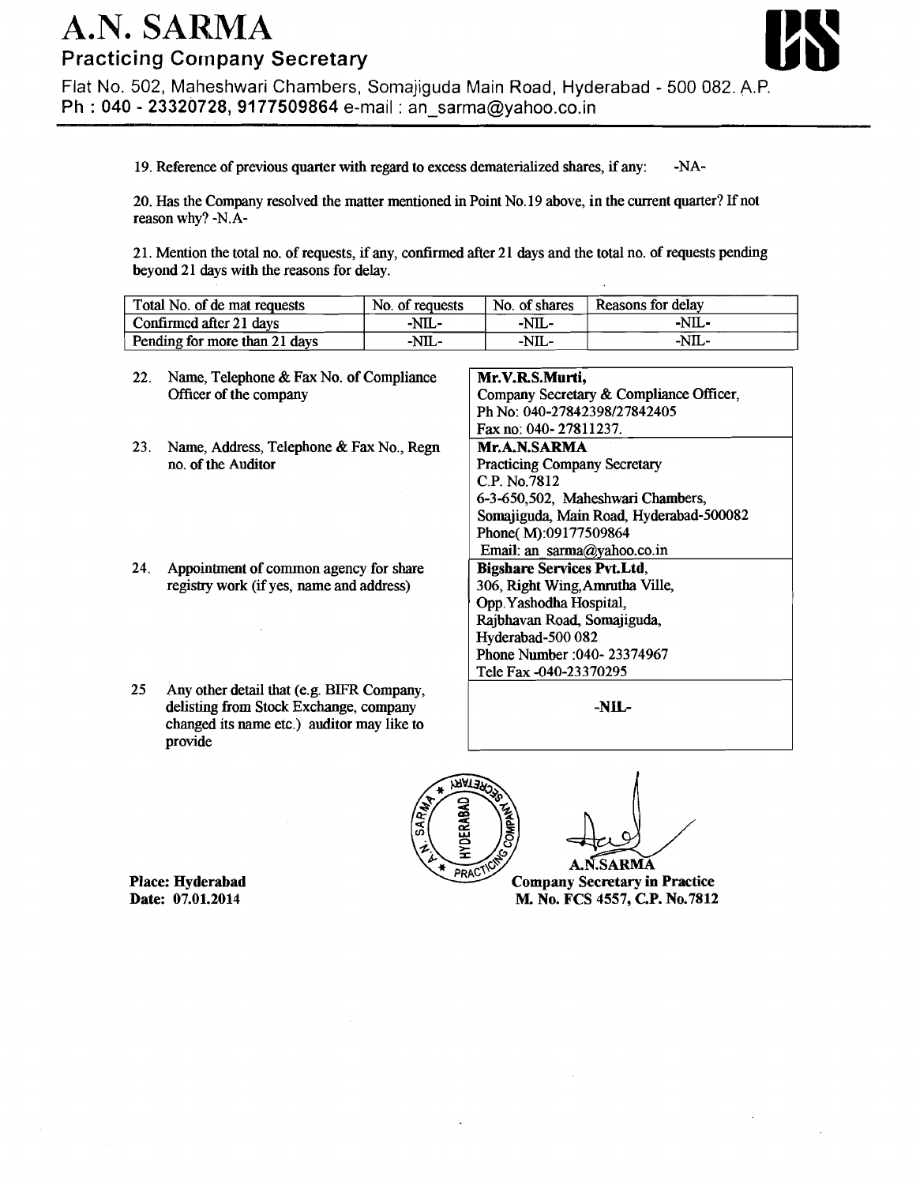# A.N. SARMA

## Practicing Company Secretary

Flat No. 502, Maheshwari Chambers, Somajiguda Main Road, Hyderabad - 500 082. A.P.
**Ph : 040 - 23320728, 9177509864** e-mail : an_sarma@yahoo.co.in

19. Reference of previous quarter with regard to excess dematerialized shares, if any: -NA-

20. Has the Company resolved the matter mentioned in Point No.19 above, in the current quarter? If not reason why? -N.A-

21. Mention the total no. of requests, if any, confirmed after 21 days and the total no. of requests pending beyond 21 days with the reasons for delay.

| Total No. of de mat requests | No. of requests | No. of shares | Reasons for delay |
|---|---|---|---|
| Confirmed after 21 days | -NIL- | -NIL- | -NIL- |
| Pending for more than 21 days | -NIL- | -NIL- | -NIL- |

| | | |
|---|---|---|
| 22. | Name, Telephone & Fax No. of Compliance Officer of the company | **Mr.V.R.S.Murti,**<br>Company Secretary & Compliance Officer,<br>Ph No: 040-27842398/27842405<br>Fax no: 040- 27811237. |
| 23. | Name, Address, Telephone & Fax No., Regn no. of the Auditor | **Mr.A.N.SARMA**<br>Practicing Company Secretary<br>C.P. No.7812<br>6-3-650,502, Maheshwari Chambers,<br>Somajiguda, Main Road, Hyderabad-500082<br>Phone( M):09177509864<br>Email: an_sarma@yahoo.co.in |
| 24. | Appointment of common agency for share registry work (if yes, name and address) | **Bigshare Services Pvt.Ltd,**<br>306, Right Wing,Amrutha Ville,<br>Opp.Yashodha Hospital,<br>Rajbhavan Road, Somajiguda,<br>Hyderabad-500 082<br>Phone Number :040- 23374967<br>Tele Fax -040-23370295 |
| 25 | Any other detail that (e.g. BIFR Company, delisting from Stock Exchange, company changed its name etc.) auditor may like to provide | **-NIL-** |

**A.N.SARMA**
**Company Secretary in Practice**
**M. No. FCS 4557, C.P. No.7812**

**Place: Hyderabad**
**Date: 07.01.2014**